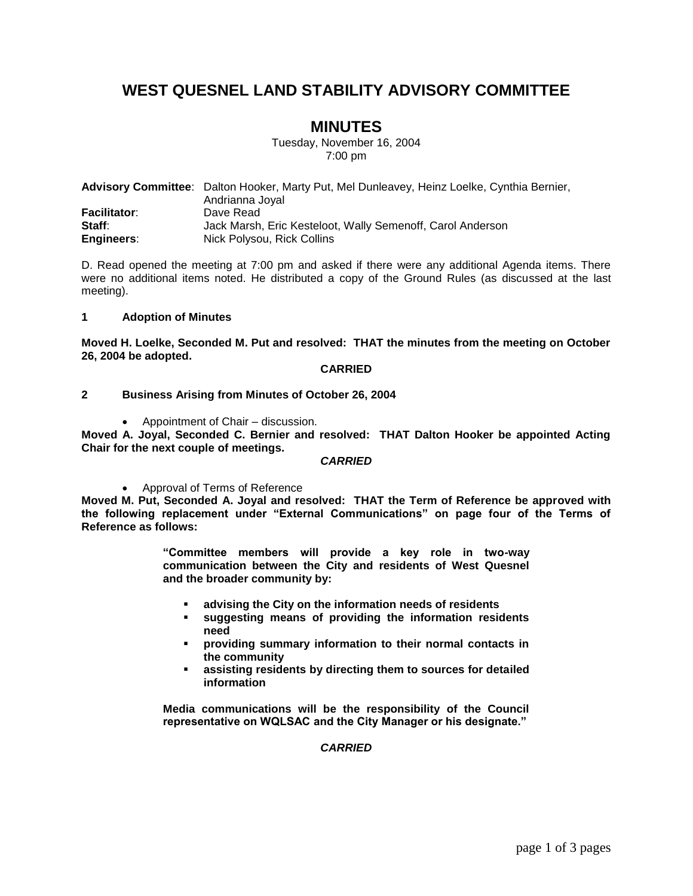# WEST QUESNEL LAND STABILITY ADVISORY COMMITTEE

## MINUTES

Tuesday, November 16, 2004
7:00 pm

| | |
|---|---|
| **Advisory Committee**: | Dalton Hooker, Marty Put, Mel Dunleavey, Heinz Loelke, Cynthia Bernier, Andrianna Joyal |
| **Facilitator**: | Dave Read |
| **Staff**: | Jack Marsh, Eric Kesteloot, Wally Semenoff, Carol Anderson |
| **Engineers**: | Nick Polysou, Rick Collins |

D. Read opened the meeting at 7:00 pm and asked if there were any additional Agenda items. There were no additional items noted. He distributed a copy of the Ground Rules (as discussed at the last meeting).

**1 Adoption of Minutes**

**Moved H. Loelke, Seconded M. Put and resolved: THAT the minutes from the meeting on October 26, 2004 be adopted.**

**CARRIED**

**2 Business Arising from Minutes of October 26, 2004**

- Appointment of Chair – discussion.

**Moved A. Joyal, Seconded C. Bernier and resolved: THAT Dalton Hooker be appointed Acting Chair for the next couple of meetings.**

***CARRIED***

- Approval of Terms of Reference

**Moved M. Put, Seconded A. Joyal and resolved: THAT the Term of Reference be approved with the following replacement under "External Communications" on page four of the Terms of Reference as follows:**

> **"Committee members will provide a key role in two-way communication between the City and residents of West Quesnel and the broader community by:**
>
> - **advising the City on the information needs of residents**
> - **suggesting means of providing the information residents need**
> - **providing summary information to their normal contacts in the community**
> - **assisting residents by directing them to sources for detailed information**
>
> **Media communications will be the responsibility of the Council representative on WQLSAC and the City Manager or his designate."**

***CARRIED***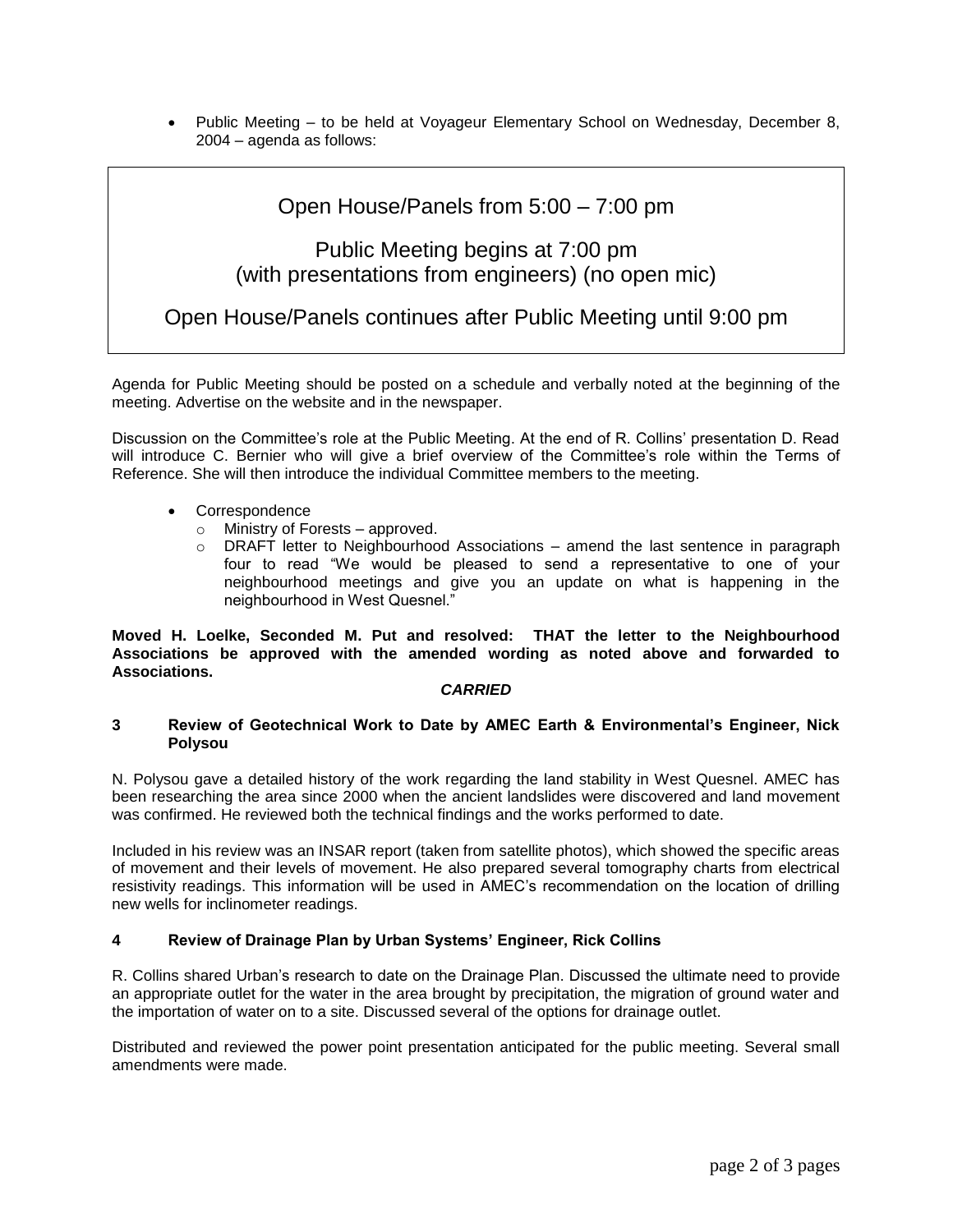- Public Meeting – to be held at Voyageur Elementary School on Wednesday, December 8, 2004 – agenda as follows:

> Open House/Panels from 5:00 – 7:00 pm
>
> Public Meeting begins at 7:00 pm
> (with presentations from engineers) (no open mic)
>
> Open House/Panels continues after Public Meeting until 9:00 pm

Agenda for Public Meeting should be posted on a schedule and verbally noted at the beginning of the meeting. Advertise on the website and in the newspaper.

Discussion on the Committee's role at the Public Meeting. At the end of R. Collins' presentation D. Read will introduce C. Bernier who will give a brief overview of the Committee's role within the Terms of Reference. She will then introduce the individual Committee members to the meeting.

- Correspondence
  - Ministry of Forests – approved.
  - DRAFT letter to Neighbourhood Associations – amend the last sentence in paragraph four to read "We would be pleased to send a representative to one of your neighbourhood meetings and give you an update on what is happening in the neighbourhood in West Quesnel."

**Moved H. Loelke, Seconded M. Put and resolved: THAT the letter to the Neighbourhood Associations be approved with the amended wording as noted above and forwarded to Associations.**

***CARRIED***

### 3 Review of Geotechnical Work to Date by AMEC Earth & Environmental's Engineer, Nick Polysou

N. Polysou gave a detailed history of the work regarding the land stability in West Quesnel. AMEC has been researching the area since 2000 when the ancient landslides were discovered and land movement was confirmed. He reviewed both the technical findings and the works performed to date.

Included in his review was an INSAR report (taken from satellite photos), which showed the specific areas of movement and their levels of movement. He also prepared several tomography charts from electrical resistivity readings. This information will be used in AMEC's recommendation on the location of drilling new wells for inclinometer readings.

### 4 Review of Drainage Plan by Urban Systems' Engineer, Rick Collins

R. Collins shared Urban's research to date on the Drainage Plan. Discussed the ultimate need to provide an appropriate outlet for the water in the area brought by precipitation, the migration of ground water and the importation of water on to a site. Discussed several of the options for drainage outlet.

Distributed and reviewed the power point presentation anticipated for the public meeting. Several small amendments were made.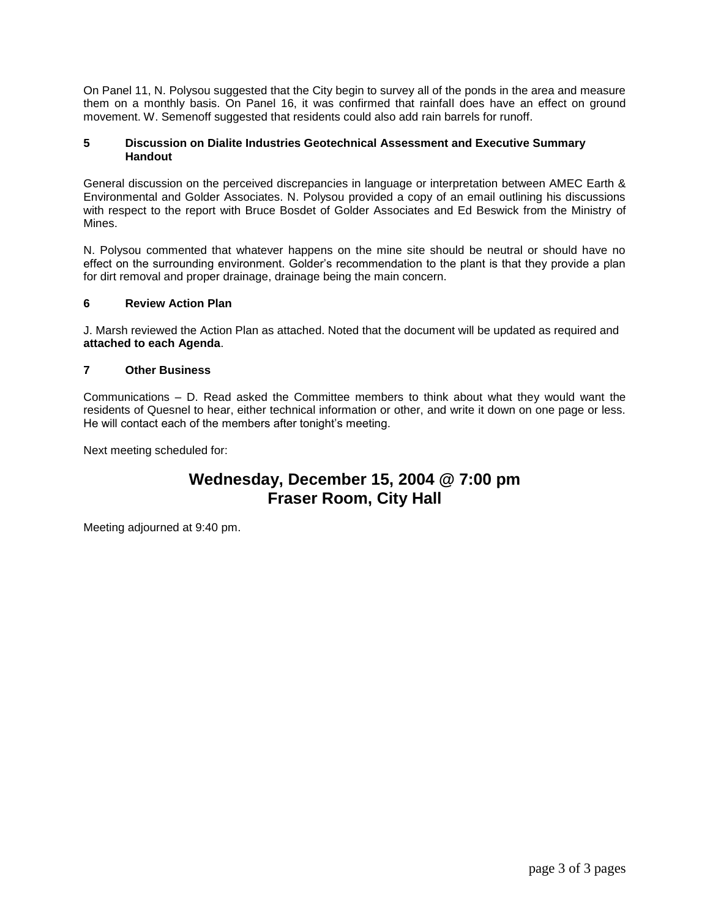On Panel 11, N. Polysou suggested that the City begin to survey all of the ponds in the area and measure them on a monthly basis. On Panel 16, it was confirmed that rainfall does have an effect on ground movement. W. Semenoff suggested that residents could also add rain barrels for runoff.

### 5 Discussion on Dialite Industries Geotechnical Assessment and Executive Summary Handout

General discussion on the perceived discrepancies in language or interpretation between AMEC Earth & Environmental and Golder Associates. N. Polysou provided a copy of an email outlining his discussions with respect to the report with Bruce Bosdet of Golder Associates and Ed Beswick from the Ministry of Mines.

N. Polysou commented that whatever happens on the mine site should be neutral or should have no effect on the surrounding environment. Golder's recommendation to the plant is that they provide a plan for dirt removal and proper drainage, drainage being the main concern.

### 6 Review Action Plan

J. Marsh reviewed the Action Plan as attached. Noted that the document will be updated as required and **attached to each Agenda**.

### 7 Other Business

Communications – D. Read asked the Committee members to think about what they would want the residents of Quesnel to hear, either technical information or other, and write it down on one page or less. He will contact each of the members after tonight's meeting.

Next meeting scheduled for:

## Wednesday, December 15, 2004 @ 7:00 pm
## Fraser Room, City Hall

Meeting adjourned at 9:40 pm.